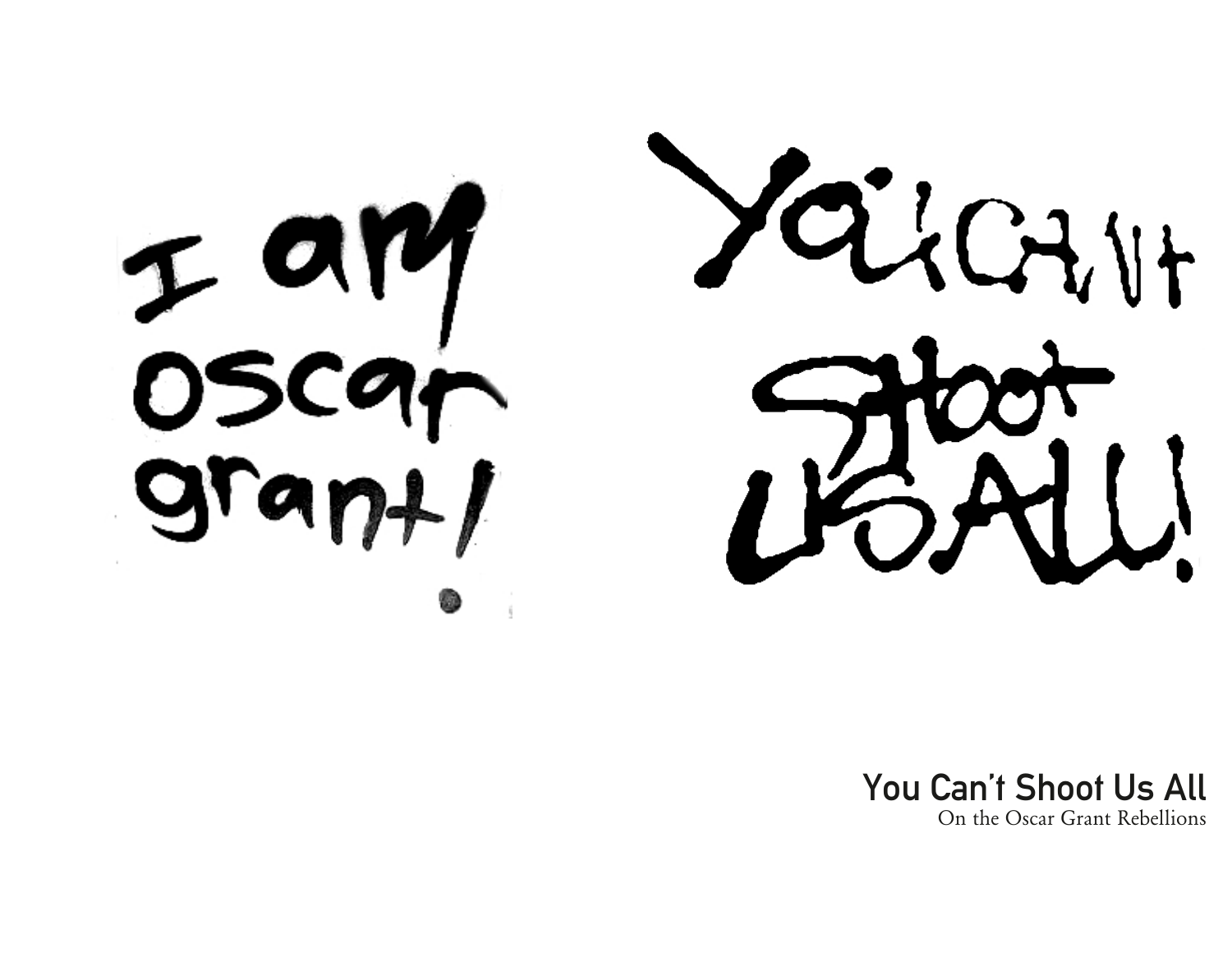I am oscar grant!

You can't Shoot US ALL!

# You Can't Shoot Us All

On the Oscar Grant Rebellions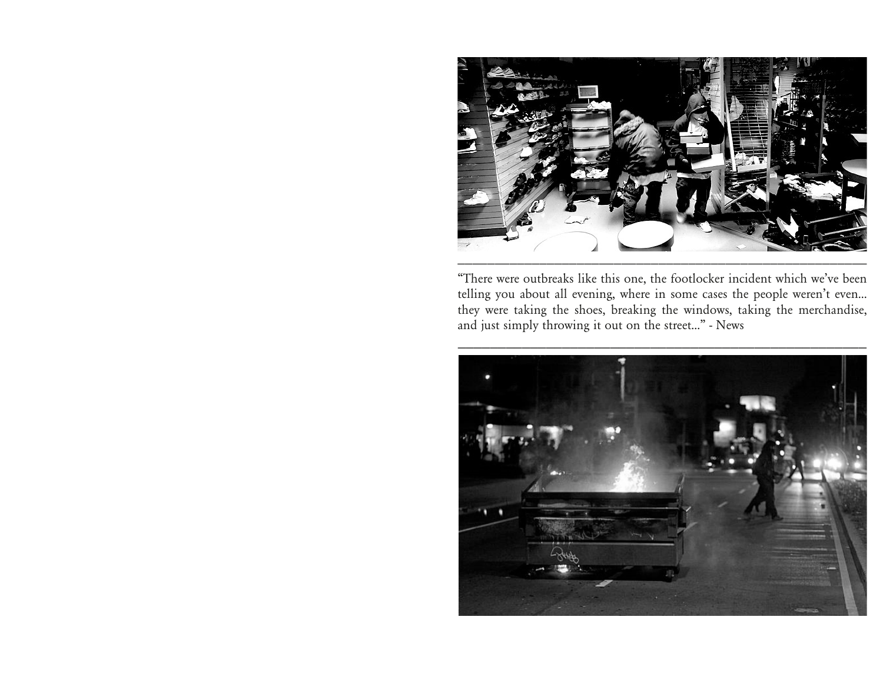---

"There were outbreaks like this one, the footlocker incident which we've been telling you about all evening, where in some cases the people weren't even... they were taking the shoes, breaking the windows, taking the merchandise, and just simply throwing it out on the street..." - News

---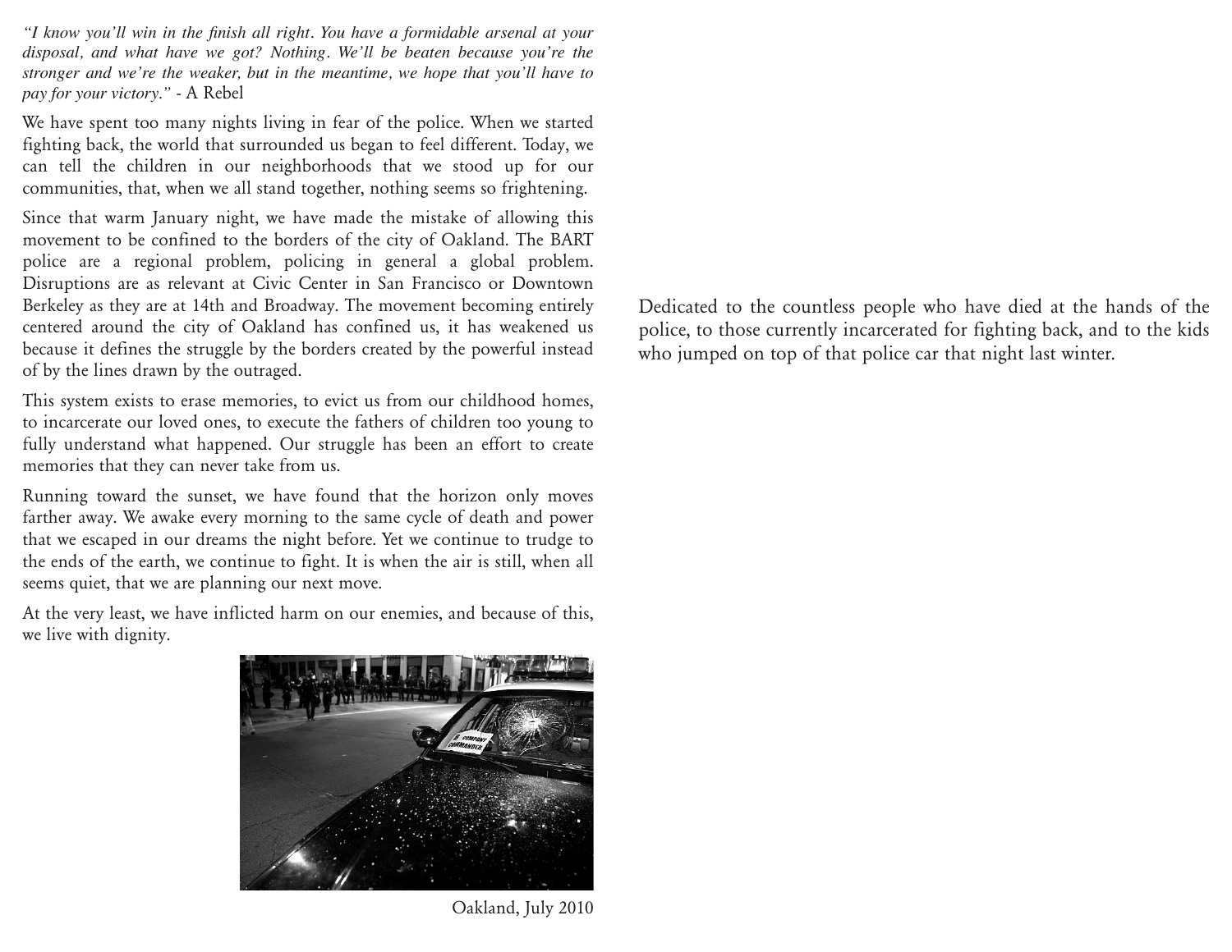*"I know you'll win in the finish all right. You have a formidable arsenal at your disposal, and what have we got? Nothing. We'll be beaten because you're the stronger and we're the weaker, but in the meantime, we hope that you'll have to pay for your victory."* - A Rebel

We have spent too many nights living in fear of the police. When we started fighting back, the world that surrounded us began to feel different. Today, we can tell the children in our neighborhoods that we stood up for our communities, that, when we all stand together, nothing seems so frightening.

Since that warm January night, we have made the mistake of allowing this movement to be confined to the borders of the city of Oakland. The BART police are a regional problem, policing in general a global problem. Disruptions are as relevant at Civic Center in San Francisco or Downtown Berkeley as they are at 14th and Broadway. The movement becoming entirely centered around the city of Oakland has confined us, it has weakened us because it defines the struggle by the borders created by the powerful instead of by the lines drawn by the outraged.

This system exists to erase memories, to evict us from our childhood homes, to incarcerate our loved ones, to execute the fathers of children too young to fully understand what happened. Our struggle has been an effort to create memories that they can never take from us.

Running toward the sunset, we have found that the horizon only moves farther away. We awake every morning to the same cycle of death and power that we escaped in our dreams the night before. Yet we continue to trudge to the ends of the earth, we continue to fight. It is when the air is still, when all seems quiet, that we are planning our next move.

At the very least, we have inflicted harm on our enemies, and because of this, we live with dignity.

Oakland, July 2010

Dedicated to the countless people who have died at the hands of the police, to those currently incarcerated for fighting back, and to the kids who jumped on top of that police car that night last winter.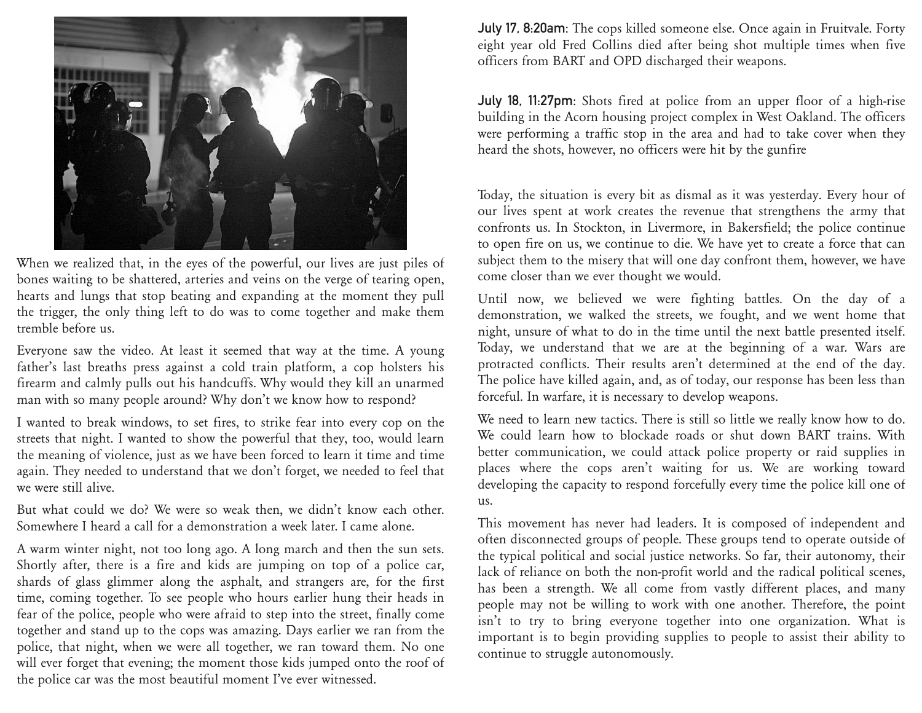When we realized that, in the eyes of the powerful, our lives are just piles of bones waiting to be shattered, arteries and veins on the verge of tearing open, hearts and lungs that stop beating and expanding at the moment they pull the trigger, the only thing left to do was to come together and make them tremble before us.

Everyone saw the video. At least it seemed that way at the time. A young father's last breaths press against a cold train platform, a cop holsters his firearm and calmly pulls out his handcuffs. Why would they kill an unarmed man with so many people around? Why don't we know how to respond?

I wanted to break windows, to set fires, to strike fear into every cop on the streets that night. I wanted to show the powerful that they, too, would learn the meaning of violence, just as we have been forced to learn it time and time again. They needed to understand that we don't forget, we needed to feel that we were still alive.

But what could we do? We were so weak then, we didn't know each other. Somewhere I heard a call for a demonstration a week later. I came alone.

A warm winter night, not too long ago. A long march and then the sun sets. Shortly after, there is a fire and kids are jumping on top of a police car, shards of glass glimmer along the asphalt, and strangers are, for the first time, coming together. To see people who hours earlier hung their heads in fear of the police, people who were afraid to step into the street, finally come together and stand up to the cops was amazing. Days earlier we ran from the police, that night, when we were all together, we ran toward them. No one will ever forget that evening; the moment those kids jumped onto the roof of the police car was the most beautiful moment I've ever witnessed.

**July 17, 8:20am**: The cops killed someone else. Once again in Fruitvale. Forty eight year old Fred Collins died after being shot multiple times when five officers from BART and OPD discharged their weapons.

**July 18, 11:27pm**: Shots fired at police from an upper floor of a high-rise building in the Acorn housing project complex in West Oakland. The officers were performing a traffic stop in the area and had to take cover when they heard the shots, however, no officers were hit by the gunfire

Today, the situation is every bit as dismal as it was yesterday. Every hour of our lives spent at work creates the revenue that strengthens the army that confronts us. In Stockton, in Livermore, in Bakersfield; the police continue to open fire on us, we continue to die. We have yet to create a force that can subject them to the misery that will one day confront them, however, we have come closer than we ever thought we would.

Until now, we believed we were fighting battles. On the day of a demonstration, we walked the streets, we fought, and we went home that night, unsure of what to do in the time until the next battle presented itself. Today, we understand that we are at the beginning of a war. Wars are protracted conflicts. Their results aren't determined at the end of the day. The police have killed again, and, as of today, our response has been less than forceful. In warfare, it is necessary to develop weapons.

We need to learn new tactics. There is still so little we really know how to do. We could learn how to blockade roads or shut down BART trains. With better communication, we could attack police property or raid supplies in places where the cops aren't waiting for us. We are working toward developing the capacity to respond forcefully every time the police kill one of us.

This movement has never had leaders. It is composed of independent and often disconnected groups of people. These groups tend to operate outside of the typical political and social justice networks. So far, their autonomy, their lack of reliance on both the non-profit world and the radical political scenes, has been a strength. We all come from vastly different places, and many people may not be willing to work with one another. Therefore, the point isn't to try to bring everyone together into one organization. What is important is to begin providing supplies to people to assist their ability to continue to struggle autonomously.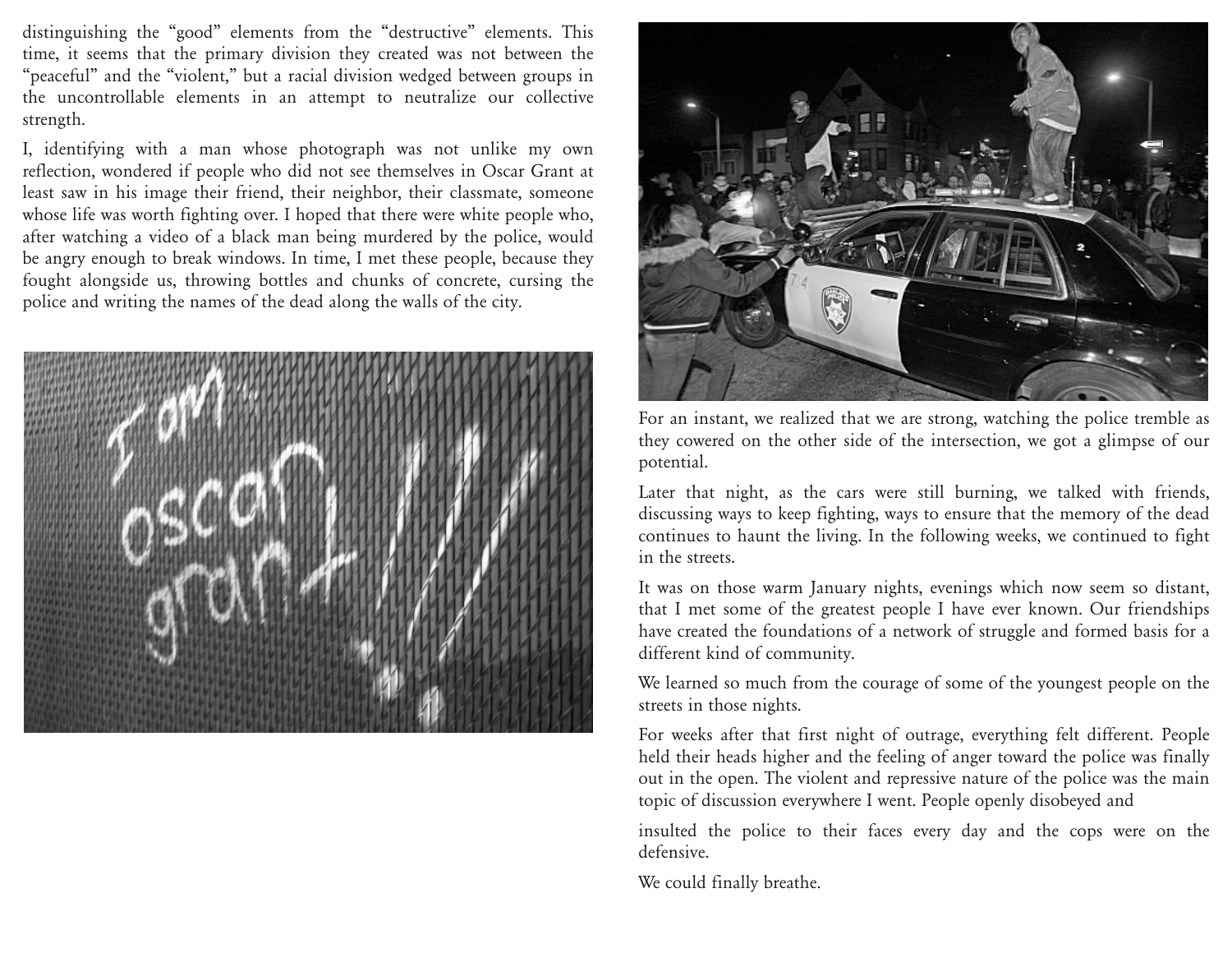distinguishing the "good" elements from the "destructive" elements. This time, it seems that the primary division they created was not between the "peaceful" and the "violent," but a racial division wedged between groups in the uncontrollable elements in an attempt to neutralize our collective strength.

I, identifying with a man whose photograph was not unlike my own reflection, wondered if people who did not see themselves in Oscar Grant at least saw in his image their friend, their neighbor, their classmate, someone whose life was worth fighting over. I hoped that there were white people who, after watching a video of a black man being murdered by the police, would be angry enough to break windows. In time, I met these people, because they fought alongside us, throwing bottles and chunks of concrete, cursing the police and writing the names of the dead along the walls of the city.

For an instant, we realized that we are strong, watching the police tremble as they cowered on the other side of the intersection, we got a glimpse of our potential.

Later that night, as the cars were still burning, we talked with friends, discussing ways to keep fighting, ways to ensure that the memory of the dead continues to haunt the living. In the following weeks, we continued to fight in the streets.

It was on those warm January nights, evenings which now seem so distant, that I met some of the greatest people I have ever known. Our friendships have created the foundations of a network of struggle and formed basis for a different kind of community.

We learned so much from the courage of some of the youngest people on the streets in those nights.

For weeks after that first night of outrage, everything felt different. People held their heads higher and the feeling of anger toward the police was finally out in the open. The violent and repressive nature of the police was the main topic of discussion everywhere I went. People openly disobeyed and insulted the police to their faces every day and the cops were on the defensive.

We could finally breathe.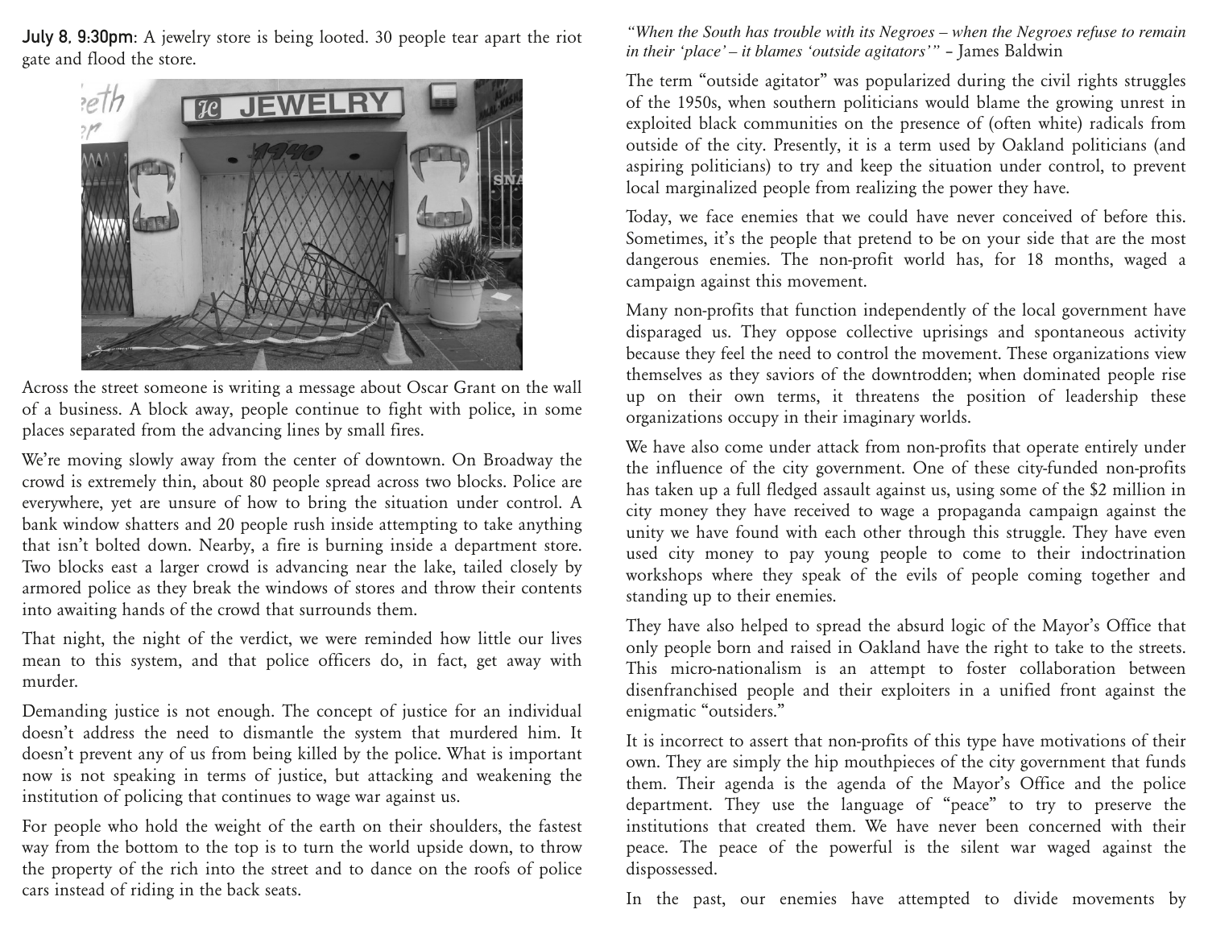**July 8, 9:30pm**: A jewelry store is being looted. 30 people tear apart the riot gate and flood the store.

Across the street someone is writing a message about Oscar Grant on the wall of a business. A block away, people continue to fight with police, in some places separated from the advancing lines by small fires.

We're moving slowly away from the center of downtown. On Broadway the crowd is extremely thin, about 80 people spread across two blocks. Police are everywhere, yet are unsure of how to bring the situation under control. A bank window shatters and 20 people rush inside attempting to take anything that isn't bolted down. Nearby, a fire is burning inside a department store. Two blocks east a larger crowd is advancing near the lake, tailed closely by armored police as they break the windows of stores and throw their contents into awaiting hands of the crowd that surrounds them.

That night, the night of the verdict, we were reminded how little our lives mean to this system, and that police officers do, in fact, get away with murder.

Demanding justice is not enough. The concept of justice for an individual doesn't address the need to dismantle the system that murdered him. It doesn't prevent any of us from being killed by the police. What is important now is not speaking in terms of justice, but attacking and weakening the institution of policing that continues to wage war against us.

For people who hold the weight of the earth on their shoulders, the fastest way from the bottom to the top is to turn the world upside down, to throw the property of the rich into the street and to dance on the roofs of police cars instead of riding in the back seats.

*"When the South has trouble with its Negroes – when the Negroes refuse to remain in their 'place' – it blames 'outside agitators'"* – James Baldwin

The term "outside agitator" was popularized during the civil rights struggles of the 1950s, when southern politicians would blame the growing unrest in exploited black communities on the presence of (often white) radicals from outside of the city. Presently, it is a term used by Oakland politicians (and aspiring politicians) to try and keep the situation under control, to prevent local marginalized people from realizing the power they have.

Today, we face enemies that we could have never conceived of before this. Sometimes, it's the people that pretend to be on your side that are the most dangerous enemies. The non-profit world has, for 18 months, waged a campaign against this movement.

Many non-profits that function independently of the local government have disparaged us. They oppose collective uprisings and spontaneous activity because they feel the need to control the movement. These organizations view themselves as they saviors of the downtrodden; when dominated people rise up on their own terms, it threatens the position of leadership these organizations occupy in their imaginary worlds.

We have also come under attack from non-profits that operate entirely under the influence of the city government. One of these city-funded non-profits has taken up a full fledged assault against us, using some of the $2 million in city money they have received to wage a propaganda campaign against the unity we have found with each other through this struggle. They have even used city money to pay young people to come to their indoctrination workshops where they speak of the evils of people coming together and standing up to their enemies.

They have also helped to spread the absurd logic of the Mayor's Office that only people born and raised in Oakland have the right to take to the streets. This micro-nationalism is an attempt to foster collaboration between disenfranchised people and their exploiters in a unified front against the enigmatic "outsiders."

It is incorrect to assert that non-profits of this type have motivations of their own. They are simply the hip mouthpieces of the city government that funds them. Their agenda is the agenda of the Mayor's Office and the police department. They use the language of "peace" to try to preserve the institutions that created them. We have never been concerned with their peace. The peace of the powerful is the silent war waged against the dispossessed.

In the past, our enemies have attempted to divide movements by